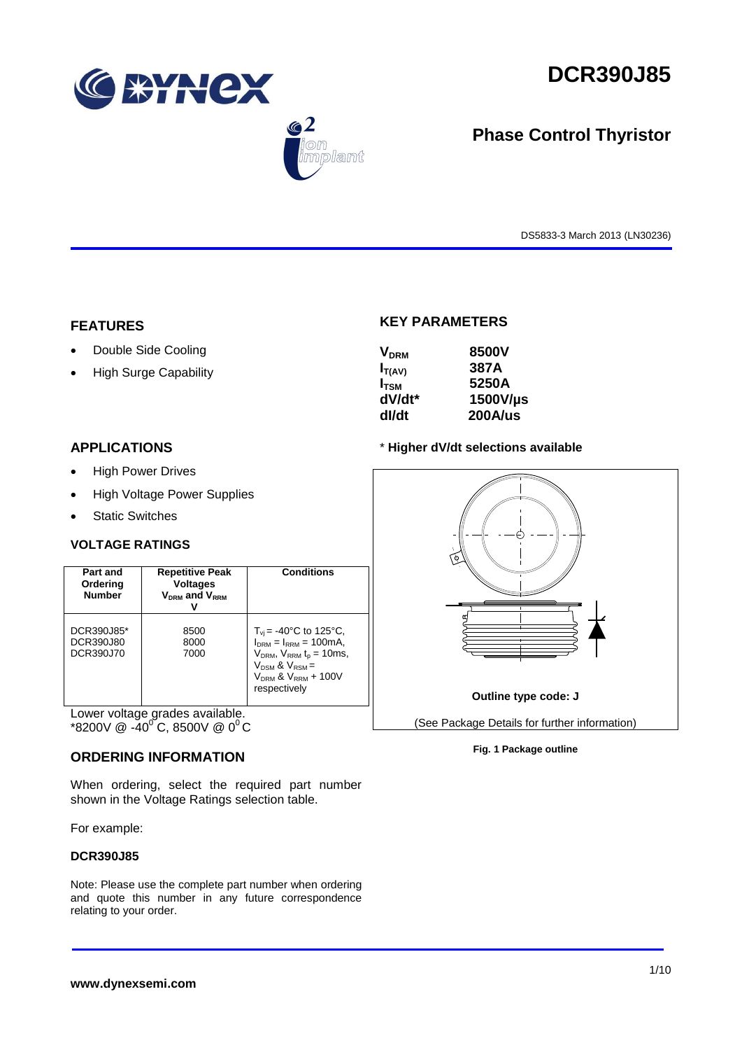# DCR390J85

## Phase Control Thyristor

DS5833-3 March 2013 (LN30236)

## FEATURES

- Double Side Cooling
- High Surge Capability

## APPLICATIONS

- High Power Drives
- High Voltage Power Supplies
- Static Switches

## KEY PARAMETERS

| | |
|---|---|
| $V_{DRM}$ | 8500V |
| $I_{T(AV)}$ | 387A |
| $I_{TSM}$ | 5250A |
| dV/dt* | 1500V/µs |
| dI/dt | 200A/us |

\* **Higher dV/dt selections available**

**Outline type code: J**

(See Package Details for further information)

**Fig. 1 Package outline**

## VOLTAGE RATINGS

| Part and Ordering Number | Repetitive Peak Voltages $V_{DRM}$ and $V_{RRM}$ V | Conditions |
|---|---|---|
| DCR390J85*<br>DCR390J80<br>DCR390J70 | 8500<br>8000<br>7000 | $T_{vj}$ = -40°C to 125°C, $I_{DRM}$ = $I_{RRM}$ = 100mA, $V_{DRM}$, $V_{RRM}$ $t_p$ = 10ms, $V_{DSM}$ & $V_{RSM}$ = $V_{DRM}$ & $V_{RRM}$ + 100V respectively |

Lower voltage grades available.
*8200V @ -40°C, 8500V @ 0°C

## ORDERING INFORMATION

When ordering, select the required part number shown in the Voltage Ratings selection table.

For example:

**DCR390J85**

Note: Please use the complete part number when ordering and quote this number in any future correspondence relating to your order.

**www.dynexsemi.com**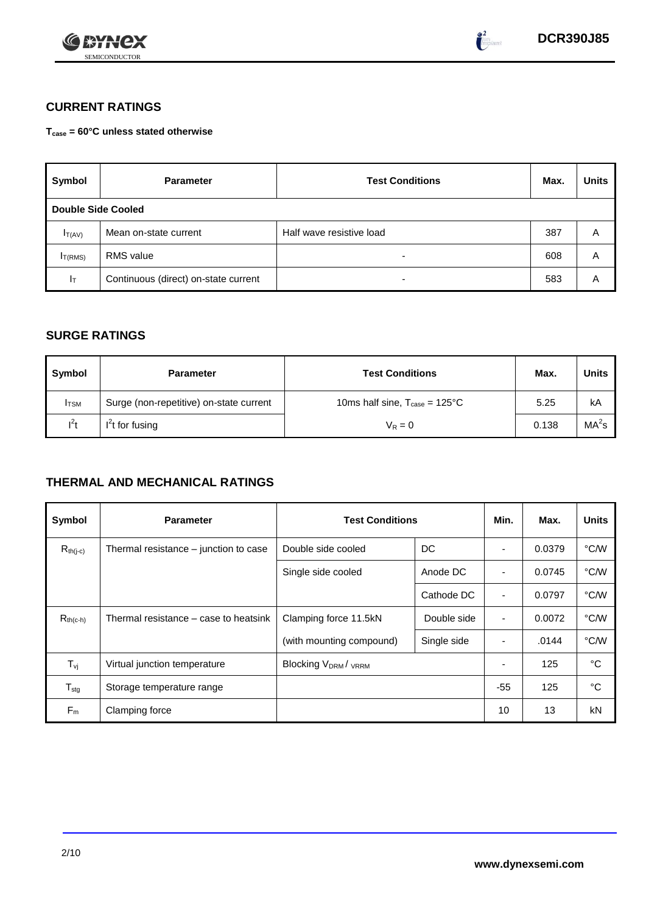## CURRENT RATINGS

**$T_{case}$ = 60°C unless stated otherwise**

| Symbol | Parameter | Test Conditions | Max. | Units |
|---|---|---|---|---|
| **Double Side Cooled** | | | | |
| $I_{T(AV)}$ | Mean on-state current | Half wave resistive load | 387 | A |
| $I_{T(RMS)}$ | RMS value | - | 608 | A |
| $I_T$ | Continuous (direct) on-state current | - | 583 | A |

## SURGE RATINGS

| Symbol | Parameter | Test Conditions | Max. | Units |
|---|---|---|---|---|
| $I_{TSM}$ | Surge (non-repetitive) on-state current | 10ms half sine, $T_{case}$ = 125°C | 5.25 | kA |
| $I^2t$ | $I^2t$ for fusing | $V_R = 0$ | 0.138 | $MA^2s$ |

## THERMAL AND MECHANICAL RATINGS

| Symbol | Parameter | Test Conditions | | Min. | Max. | Units |
|---|---|---|---|---|---|---|
| $R_{th(j-c)}$ | Thermal resistance – junction to case | Double side cooled | DC | - | 0.0379 | °C/W |
| | | Single side cooled | Anode DC | - | 0.0745 | °C/W |
| | | | Cathode DC | - | 0.0797 | °C/W |
| $R_{th(c-h)}$ | Thermal resistance – case to heatsink | Clamping force 11.5kN | Double side | - | 0.0072 | °C/W |
| | | (with mounting compound) | Single side | - | .0144 | °C/W |
| $T_{vj}$ | Virtual junction temperature | Blocking $V_{DRM}$ / $V_{RRM}$ | | - | 125 | °C |
| $T_{stg}$ | Storage temperature range | | | -55 | 125 | °C |
| $F_m$ | Clamping force | | | 10 | 13 | kN |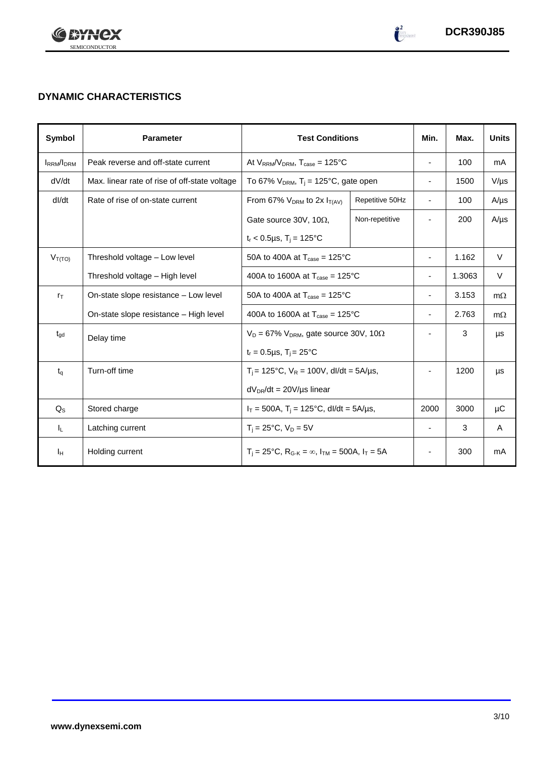## DYNAMIC CHARACTERISTICS

| Symbol | Parameter | Test Conditions | | Min. | Max. | Units |
|---|---|---|---|---|---|---|
| $I_{RRM}/I_{DRM}$ | Peak reverse and off-state current | At $V_{RRM}/V_{DRM}$, $T_{case}$ = 125°C | | - | 100 | mA |
| dV/dt | Max. linear rate of rise of off-state voltage | To 67% $V_{DRM}$, $T_j$ = 125°C, gate open | | - | 1500 | V/µs |
| dI/dt | Rate of rise of on-state current | From 67% $V_{DRM}$ to 2x $I_{T(AV)}$ | Repetitive 50Hz | - | 100 | A/µs |
| | | Gate source 30V, 10Ω, | Non-repetitive | - | 200 | A/µs |
| | | $t_r$ < 0.5µs, $T_j$ = 125°C | | | | |
| $V_{T(TO)}$ | Threshold voltage – Low level | 50A to 400A at $T_{case}$ = 125°C | | - | 1.162 | V |
| | Threshold voltage – High level | 400A to 1600A at $T_{case}$ = 125°C | | - | 1.3063 | V |
| $r_T$ | On-state slope resistance – Low level | 50A to 400A at $T_{case}$ = 125°C | | - | 3.153 | mΩ |
| | On-state slope resistance – High level | 400A to 1600A at $T_{case}$ = 125°C | | - | 2.763 | mΩ |
| $t_{gd}$ | Delay time | $V_D$ = 67% $V_{DRM}$, gate source 30V, 10Ω | | - | 3 | µs |
| | | $t_r$ = 0.5µs, $T_j$ = 25°C | | | | |
| $t_q$ | Turn-off time | $T_j$ = 125°C, $V_R$ = 100V, dI/dt = 5A/µs, | | - | 1200 | µs |
| | | $dV_{DR}/dt$ = 20V/µs linear | | | | |
| $Q_S$ | Stored charge | $I_T$ = 500A, $T_j$ = 125°C, dI/dt = 5A/µs, | | 2000 | 3000 | µC |
| $I_L$ | Latching current | $T_j$ = 25°C, $V_D$ = 5V | | - | 3 | A |
| $I_H$ | Holding current | $T_j$ = 25°C, $R_{G-K}$ = ∞, $I_{TM}$ = 500A, $I_T$ = 5A | | - | 300 | mA |

www.dynexsemi.com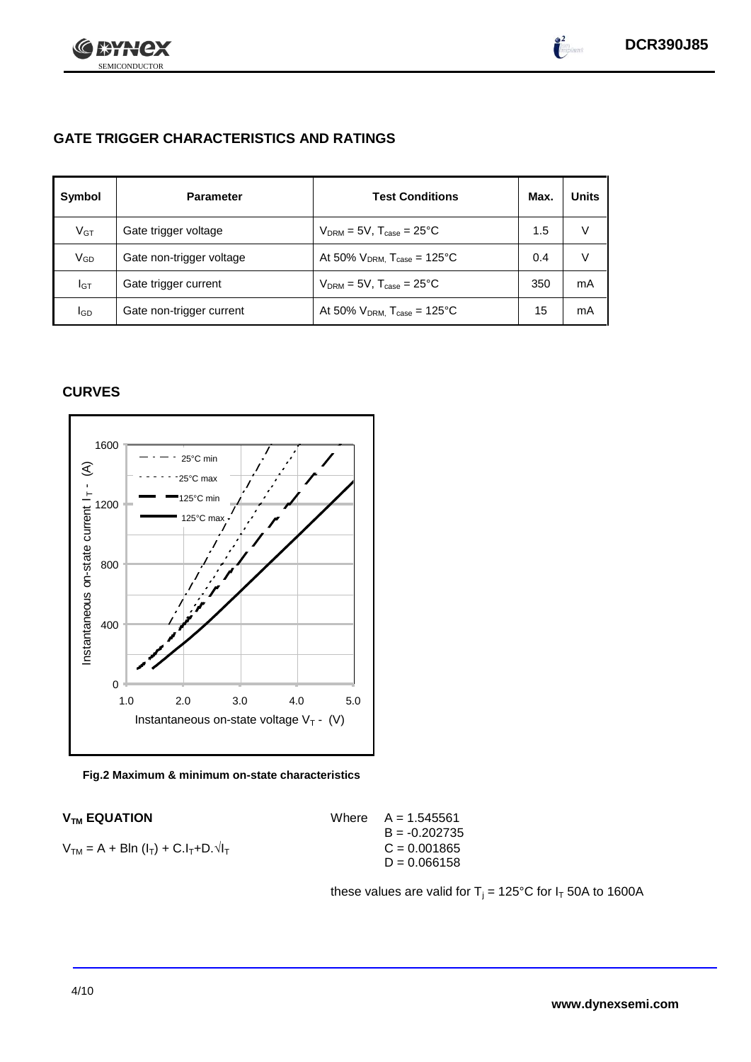## GATE TRIGGER CHARACTERISTICS AND RATINGS

| Symbol | Parameter | Test Conditions | Max. | Units |
|---|---|---|---|---|
| $V_{GT}$ | Gate trigger voltage | $V_{DRM}$ = 5V, $T_{case}$ = 25°C | 1.5 | V |
| $V_{GD}$ | Gate non-trigger voltage | At 50% $V_{DRM}$, $T_{case}$ = 125°C | 0.4 | V |
| $I_{GT}$ | Gate trigger current | $V_{DRM}$ = 5V, $T_{case}$ = 25°C | 350 | mA |
| $I_{GD}$ | Gate non-trigger current | At 50% $V_{DRM}$, $T_{case}$ = 125°C | 15 | mA |

## CURVES

**Fig.2 Maximum & minimum on-state characteristics**

### $V_{TM}$ EQUATION

$$V_{TM} = A + B\ln(I_T) + C.I_T + D.\sqrt{I_T}$$

Where
$A = 1.545561$
$B = -0.202735$
$C = 0.001865$
$D = 0.066158$

these values are valid for $T_j$ = 125°C for $I_T$ 50A to 1600A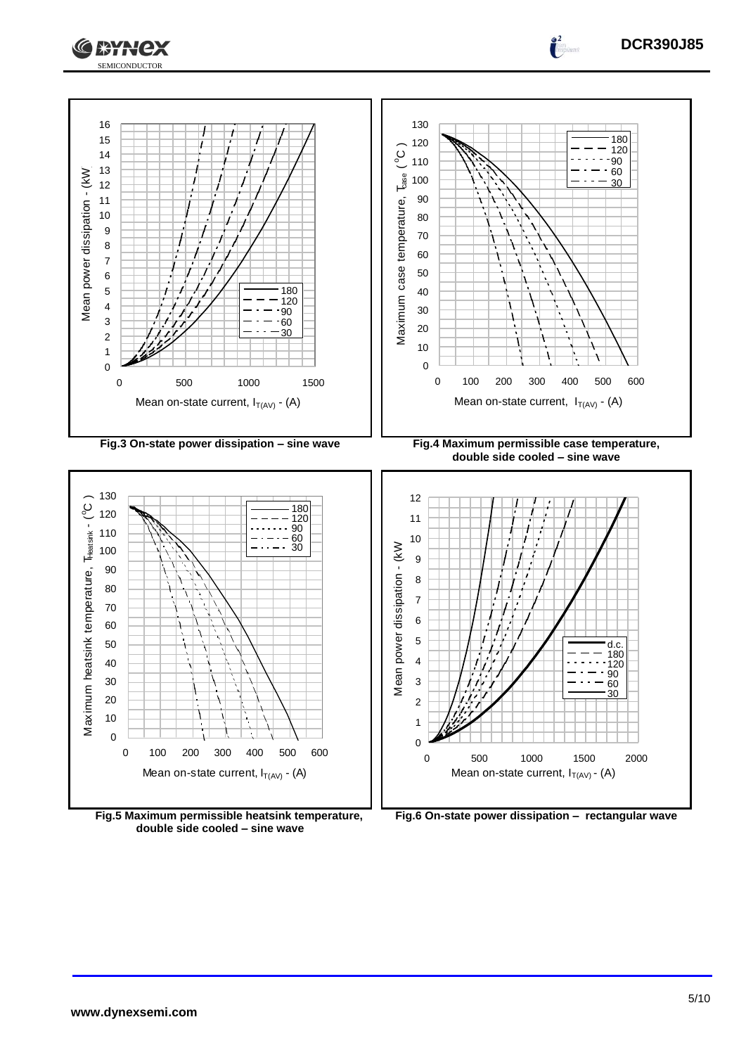Fig.3 On-state power dissipation – sine wave

Fig.4 Maximum permissible case temperature, double side cooled – sine wave

Fig.5 Maximum permissible heatsink temperature, double side cooled – sine wave

Fig.6 On-state power dissipation – rectangular wave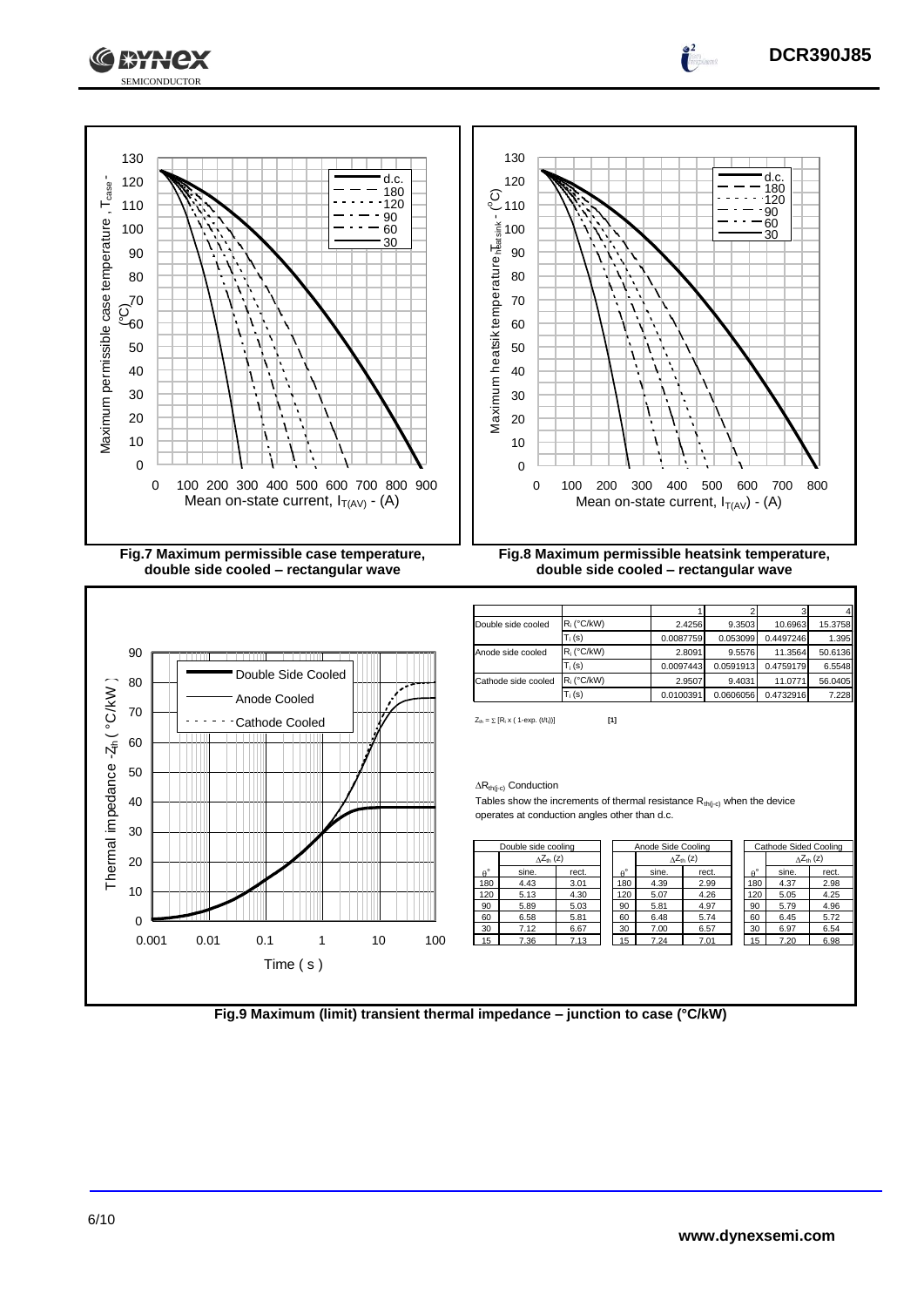Fig.7 Maximum permissible case temperature, double side cooled – rectangular wave

Fig.8 Maximum permissible heatsink temperature, double side cooled – rectangular wave

| | | 1 | 2 | 3 | 4 |
|---|---|---|---|---|---|
| Double side cooled | $R_i$ (°C/kW) | 2.4256 | 9.3503 | 10.6963 | 15.3758 |
| | $T_i$ (s) | 0.0087759 | 0.053099 | 0.4497246 | 1.395 |
| Anode side cooled | $R_i$ (°C/kW) | 2.8091 | 9.5576 | 11.3564 | 50.6136 |
| | $T_i$ (s) | 0.0097443 | 0.0591913 | 0.4759179 | 6.5548 |
| Cathode side cooled | $R_i$ (°C/kW) | 2.9507 | 9.4031 | 11.0771 | 56.0405 |
| | $T_i$ (s) | 0.0100391 | 0.0606056 | 0.4732916 | 7.228 |

$Z_{th} = \Sigma\ [R_i \times (1\text{-exp.}\ (t/t_i))]$ [1]

$\Delta R_{th(j-c)}$ Conduction

Tables show the increments of thermal resistance $R_{th(j-c)}$ when the device operates at conduction angles other than d.c.

| Double side cooling | | |
|---|---|---|
| | $\Delta Z_{th}$ (z) | |
| θ° | sine. | rect. |
| 180 | 4.43 | 3.01 |
| 120 | 5.13 | 4.30 |
| 90 | 5.89 | 5.03 |
| 60 | 6.58 | 5.81 |
| 30 | 7.12 | 6.67 |
| 15 | 7.36 | 7.13 |

| Anode Side Cooling | | |
|---|---|---|
| | $\Delta Z_{th}$ (z) | |
| θ° | sine. | rect. |
| 180 | 4.39 | 2.99 |
| 120 | 5.07 | 4.26 |
| 90 | 5.81 | 4.97 |
| 60 | 6.48 | 5.74 |
| 30 | 7.00 | 6.57 |
| 15 | 7.24 | 7.01 |

| Cathode Sided Cooling | | |
|---|---|---|
| | $\Delta Z_{th}$ (z) | |
| θ° | sine. | rect. |
| 180 | 4.37 | 2.98 |
| 120 | 5.05 | 4.25 |
| 90 | 5.79 | 4.96 |
| 60 | 6.45 | 5.72 |
| 30 | 6.97 | 6.54 |
| 15 | 7.20 | 6.98 |

Fig.9 Maximum (limit) transient thermal impedance – junction to case (°C/kW)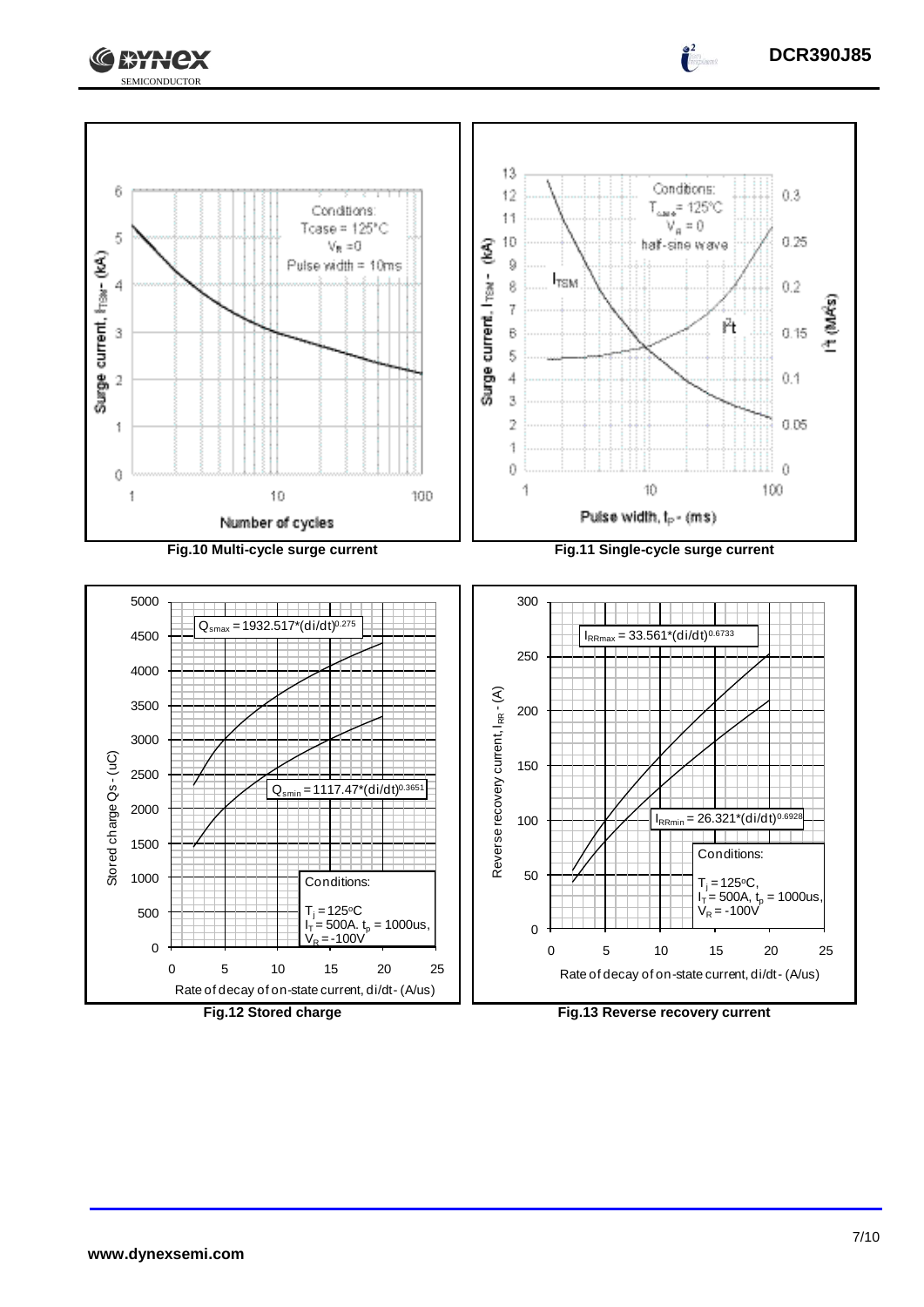Conditions:
$T_{case}$ = 125°C
$V_R$ = 0
Pulse width = 10ms

Surge current, $I_{TSM}$ - (kA)

Number of cycles

**Fig.10 Multi-cycle surge current**

Conditions:
$T_{case}$ = 125°C
$V_R$ = 0
half-sine wave

$I_{TSM}$

$I^2t$

Surge current, $I_{TSM}$ - (kA)

$I^2t$ (MA²s)

Pulse width, $t_P$ - (ms)

**Fig.11 Single-cycle surge current**

$Q_{smax} = 1932.517*(di/dt)^{0.275}$

$Q_{smin} = 1117.47*(di/dt)^{0.3651}$

Conditions:
$T_j$ = 125°C
$I_T$ = 500A. $t_p$ = 1000us,
$V_R$ = -100V

Stored charge Qs - (uC)

Rate of decay of on-state current, di/dt - (A/us)

**Fig.12 Stored charge**

$I_{RRmax} = 33.561*(di/dt)^{0.6733}$

$I_{RRmin} = 26.321*(di/dt)^{0.6928}$

Conditions:
$T_j$ = 125°C,
$I_T$ = 500A, $t_p$ = 1000us,
$V_R$ = -100V

Reverse recovery current, $I_{RR}$ - (A)

Rate of decay of on-state current, di/dt - (A/us)

**Fig.13 Reverse recovery current**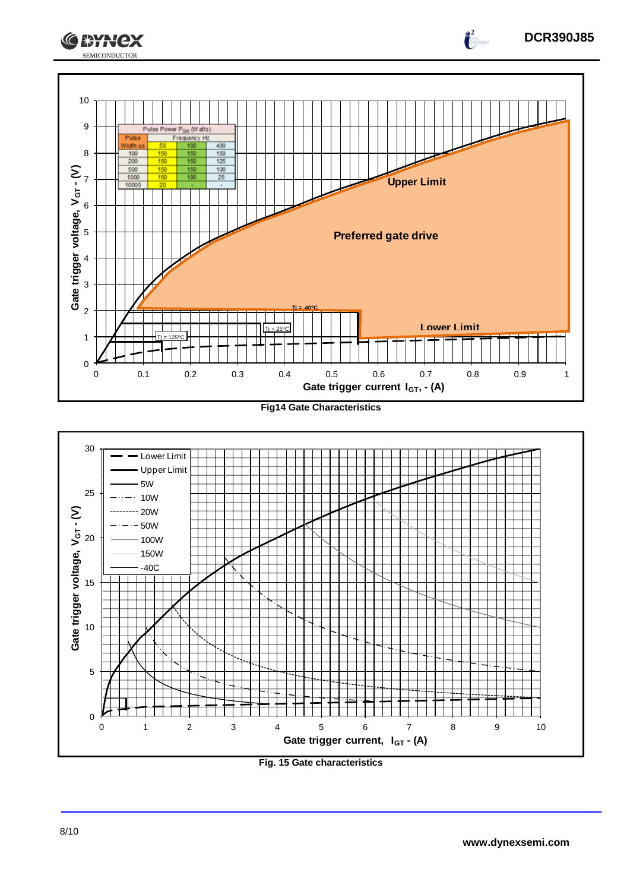| Pulse Power $P_{GM}$ (Watts) | | | |
|---|---|---|---|
| Pulse | Frequency Hz | | |
| Width us | 50 | 100 | 400 |
| 100 | 150 | 150 | 150 |
| 200 | 150 | 150 | 125 |
| 500 | 150 | 150 | 100 |
| 1000 | 150 | 100 | 25 |
| 10000 | 20 | - | - |

Fig14 Gate Characteristics

Fig. 15 Gate characteristics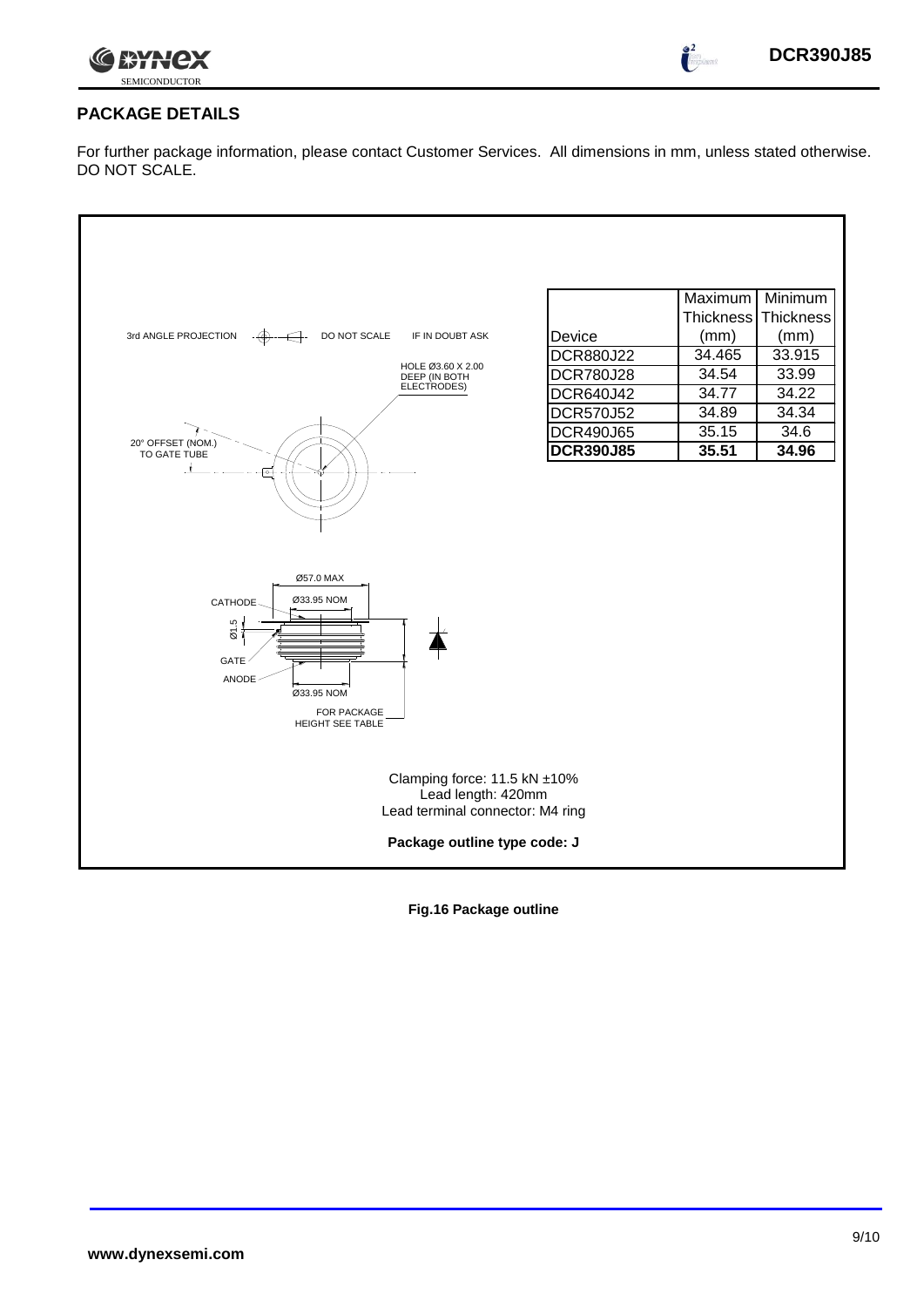## PACKAGE DETAILS

For further package information, please contact Customer Services. All dimensions in mm, unless stated otherwise. DO NOT SCALE.

3rd ANGLE PROJECTION DO NOT SCALE IF IN DOUBT ASK

HOLE Ø3.60 X 2.00 DEEP (IN BOTH ELECTRODES)

20° OFFSET (NOM.) TO GATE TUBE

Ø57.0 MAX

Ø33.95 NOM

CATHODE

Ø1.5

GATE

ANODE

Ø33.95 NOM

FOR PACKAGE HEIGHT SEE TABLE

| Device | Maximum Thickness (mm) | Minimum Thickness (mm) |
|---|---|---|
| DCR880J22 | 34.465 | 33.915 |
| DCR780J28 | 34.54 | 33.99 |
| DCR640J42 | 34.77 | 34.22 |
| DCR570J52 | 34.89 | 34.34 |
| DCR490J65 | 35.15 | 34.6 |
| **DCR390J85** | **35.51** | **34.96** |

Clamping force: 11.5 kN ±10%
Lead length: 420mm
Lead terminal connector: M4 ring

**Package outline type code: J**

**Fig.16 Package outline**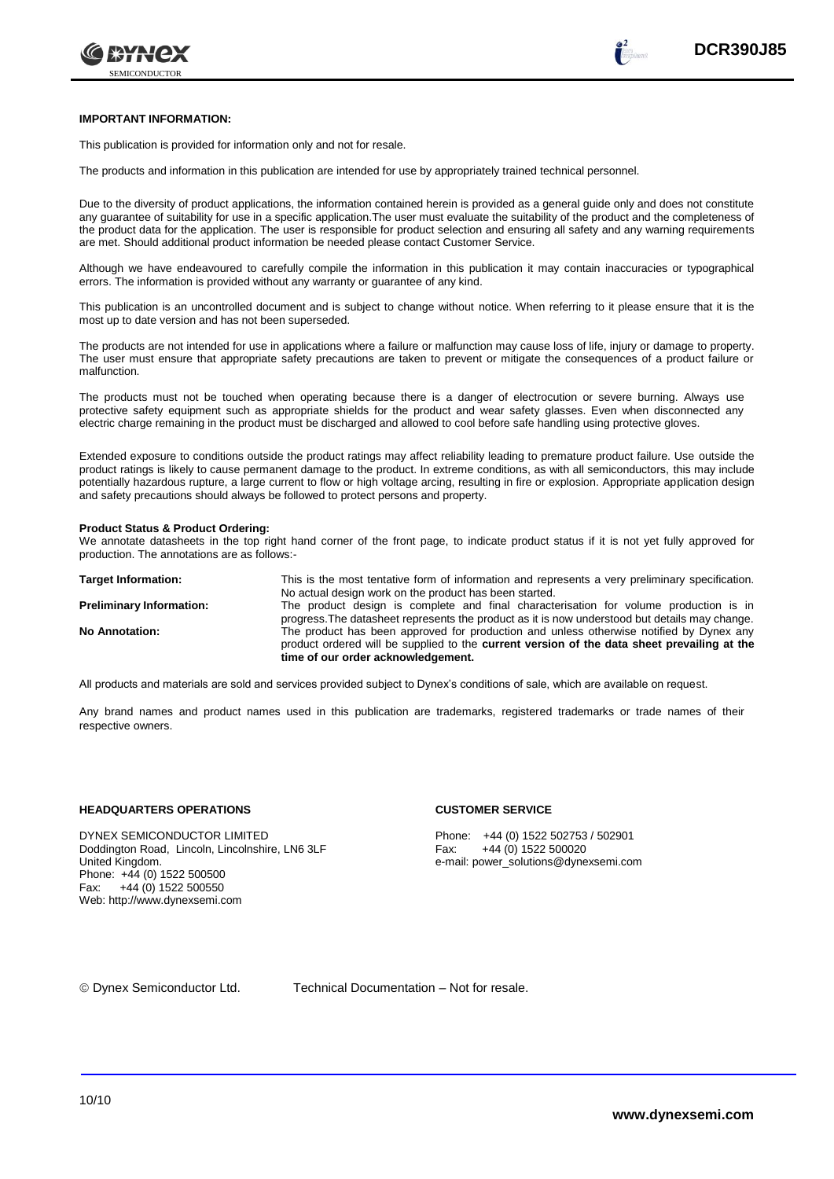**IMPORTANT INFORMATION:**

This publication is provided for information only and not for resale.

The products and information in this publication are intended for use by appropriately trained technical personnel.

Due to the diversity of product applications, the information contained herein is provided as a general guide only and does not constitute any guarantee of suitability for use in a specific application.The user must evaluate the suitability of the product and the completeness of the product data for the application. The user is responsible for product selection and ensuring all safety and any warning requirements are met. Should additional product information be needed please contact Customer Service.

Although we have endeavoured to carefully compile the information in this publication it may contain inaccuracies or typographical errors. The information is provided without any warranty or guarantee of any kind.

This publication is an uncontrolled document and is subject to change without notice. When referring to it please ensure that it is the most up to date version and has not been superseded.

The products are not intended for use in applications where a failure or malfunction may cause loss of life, injury or damage to property. The user must ensure that appropriate safety precautions are taken to prevent or mitigate the consequences of a product failure or malfunction.

The products must not be touched when operating because there is a danger of electrocution or severe burning. Always use protective safety equipment such as appropriate shields for the product and wear safety glasses. Even when disconnected any electric charge remaining in the product must be discharged and allowed to cool before safe handling using protective gloves.

Extended exposure to conditions outside the product ratings may affect reliability leading to premature product failure. Use outside the product ratings is likely to cause permanent damage to the product. In extreme conditions, as with all semiconductors, this may include potentially hazardous rupture, a large current to flow or high voltage arcing, resulting in fire or explosion. Appropriate application design and safety precautions should always be followed to protect persons and property.

**Product Status & Product Ordering:**
We annotate datasheets in the top right hand corner of the front page, to indicate product status if it is not yet fully approved for production. The annotations are as follows:-

| | |
|---|---|
| **Target Information:** | This is the most tentative form of information and represents a very preliminary specification. No actual design work on the product has been started. |
| **Preliminary Information:** | The product design is complete and final characterisation for volume production is in progress.The datasheet represents the product as it is now understood but details may change. |
| **No Annotation:** | The product has been approved for production and unless otherwise notified by Dynex any product ordered will be supplied to the **current version of the data sheet prevailing at the time of our order acknowledgement.** |

All products and materials are sold and services provided subject to Dynex's conditions of sale, which are available on request.

Any brand names and product names used in this publication are trademarks, registered trademarks or trade names of their respective owners.

**HEADQUARTERS OPERATIONS**

DYNEX SEMICONDUCTOR LIMITED
Doddington Road, Lincoln, Lincolnshire, LN6 3LF
United Kingdom.
Phone: +44 (0) 1522 500500
Fax: +44 (0) 1522 500550
Web: http://www.dynexsemi.com

**CUSTOMER SERVICE**

Phone: +44 (0) 1522 502753 / 502901
Fax: +44 (0) 1522 500020
e-mail: power_solutions@dynexsemi.com

© Dynex Semiconductor Ltd. Technical Documentation – Not for resale.